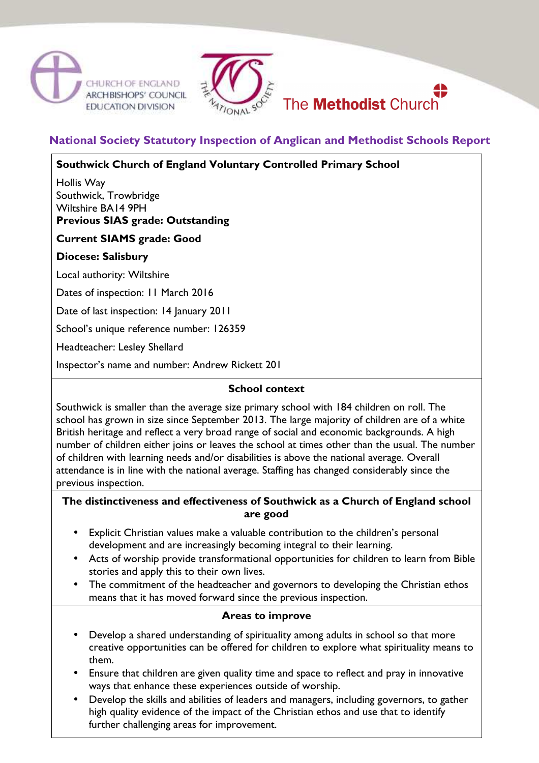CHURCH OF ENGLAND ARCHBISHOPS' COUNCIL EDUCATION DIVISION

The National Society

The Methodist Church

## National Society Statutory Inspection of Anglican and Methodist Schools Report

**Southwick Church of England Voluntary Controlled Primary School**

Hollis Way
Southwick, Trowbridge
Wiltshire BA14 9PH
**Previous SIAS grade: Outstanding**

**Current SIAMS grade: Good**

**Diocese: Salisbury**

Local authority: Wiltshire

Dates of inspection: 11 March 2016

Date of last inspection: 14 January 2011

School's unique reference number: 126359

Headteacher: Lesley Shellard

Inspector's name and number: Andrew Rickett 201

### School context

Southwick is smaller than the average size primary school with 184 children on roll. The school has grown in size since September 2013. The large majority of children are of a white British heritage and reflect a very broad range of social and economic backgrounds. A high number of children either joins or leaves the school at times other than the usual. The number of children with learning needs and/or disabilities is above the national average. Overall attendance is in line with the national average. Staffing has changed considerably since the previous inspection.

### The distinctiveness and effectiveness of Southwick as a Church of England school are good

- Explicit Christian values make a valuable contribution to the children's personal development and are increasingly becoming integral to their learning.
- Acts of worship provide transformational opportunities for children to learn from Bible stories and apply this to their own lives.
- The commitment of the headteacher and governors to developing the Christian ethos means that it has moved forward since the previous inspection.

### Areas to improve

- Develop a shared understanding of spirituality among adults in school so that more creative opportunities can be offered for children to explore what spirituality means to them.
- Ensure that children are given quality time and space to reflect and pray in innovative ways that enhance these experiences outside of worship.
- Develop the skills and abilities of leaders and managers, including governors, to gather high quality evidence of the impact of the Christian ethos and use that to identify further challenging areas for improvement.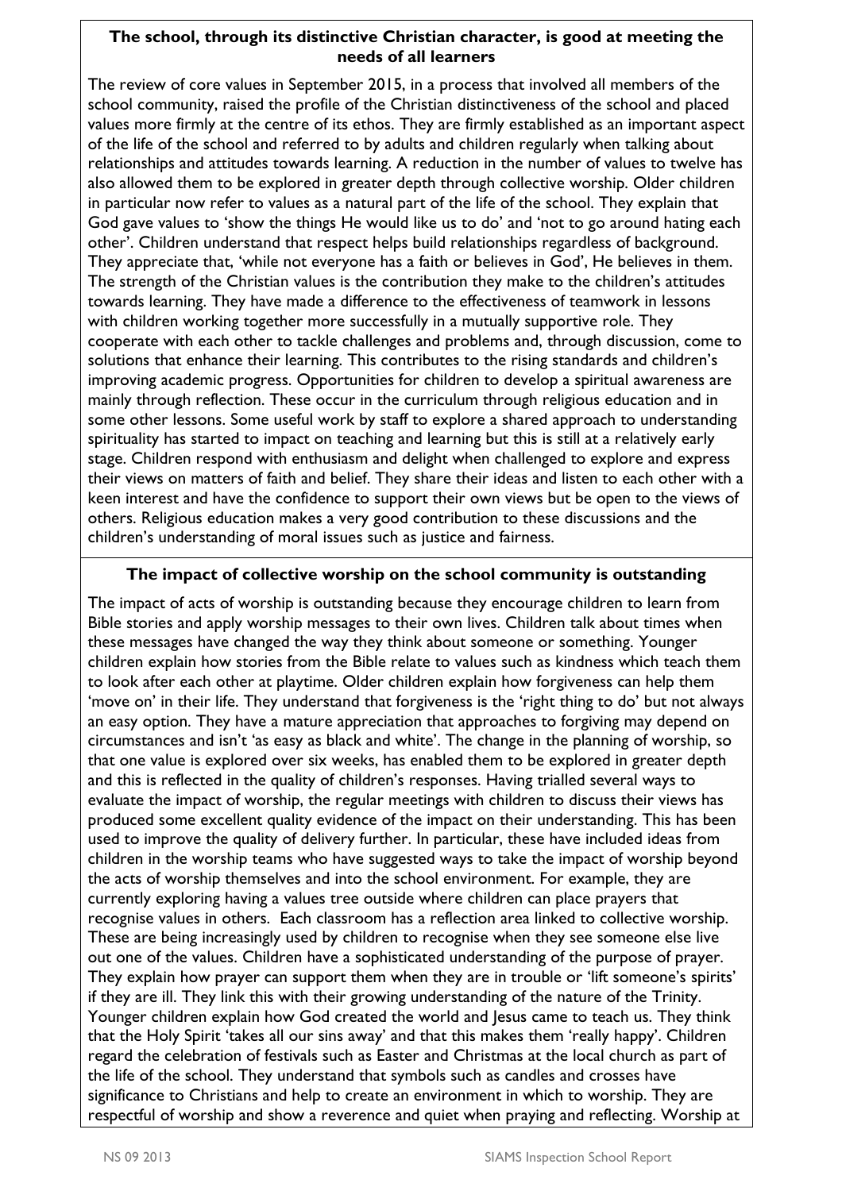**The school, through its distinctive Christian character, is good at meeting the needs of all learners**

The review of core values in September 2015, in a process that involved all members of the school community, raised the profile of the Christian distinctiveness of the school and placed values more firmly at the centre of its ethos. They are firmly established as an important aspect of the life of the school and referred to by adults and children regularly when talking about relationships and attitudes towards learning. A reduction in the number of values to twelve has also allowed them to be explored in greater depth through collective worship. Older children in particular now refer to values as a natural part of the life of the school. They explain that God gave values to 'show the things He would like us to do' and 'not to go around hating each other'. Children understand that respect helps build relationships regardless of background. They appreciate that, 'while not everyone has a faith or believes in God', He believes in them. The strength of the Christian values is the contribution they make to the children's attitudes towards learning. They have made a difference to the effectiveness of teamwork in lessons with children working together more successfully in a mutually supportive role. They cooperate with each other to tackle challenges and problems and, through discussion, come to solutions that enhance their learning. This contributes to the rising standards and children's improving academic progress. Opportunities for children to develop a spiritual awareness are mainly through reflection. These occur in the curriculum through religious education and in some other lessons. Some useful work by staff to explore a shared approach to understanding spirituality has started to impact on teaching and learning but this is still at a relatively early stage. Children respond with enthusiasm and delight when challenged to explore and express their views on matters of faith and belief. They share their ideas and listen to each other with a keen interest and have the confidence to support their own views but be open to the views of others. Religious education makes a very good contribution to these discussions and the children's understanding of moral issues such as justice and fairness.

**The impact of collective worship on the school community is outstanding**

The impact of acts of worship is outstanding because they encourage children to learn from Bible stories and apply worship messages to their own lives. Children talk about times when these messages have changed the way they think about someone or something. Younger children explain how stories from the Bible relate to values such as kindness which teach them to look after each other at playtime. Older children explain how forgiveness can help them 'move on' in their life. They understand that forgiveness is the 'right thing to do' but not always an easy option. They have a mature appreciation that approaches to forgiving may depend on circumstances and isn't 'as easy as black and white'. The change in the planning of worship, so that one value is explored over six weeks, has enabled them to be explored in greater depth and this is reflected in the quality of children's responses. Having trialled several ways to evaluate the impact of worship, the regular meetings with children to discuss their views has produced some excellent quality evidence of the impact on their understanding. This has been used to improve the quality of delivery further. In particular, these have included ideas from children in the worship teams who have suggested ways to take the impact of worship beyond the acts of worship themselves and into the school environment. For example, they are currently exploring having a values tree outside where children can place prayers that recognise values in others. Each classroom has a reflection area linked to collective worship. These are being increasingly used by children to recognise when they see someone else live out one of the values. Children have a sophisticated understanding of the purpose of prayer. They explain how prayer can support them when they are in trouble or 'lift someone's spirits' if they are ill. They link this with their growing understanding of the nature of the Trinity. Younger children explain how God created the world and Jesus came to teach us. They think that the Holy Spirit 'takes all our sins away' and that this makes them 'really happy'. Children regard the celebration of festivals such as Easter and Christmas at the local church as part of the life of the school. They understand that symbols such as candles and crosses have significance to Christians and help to create an environment in which to worship. They are respectful of worship and show a reverence and quiet when praying and reflecting. Worship at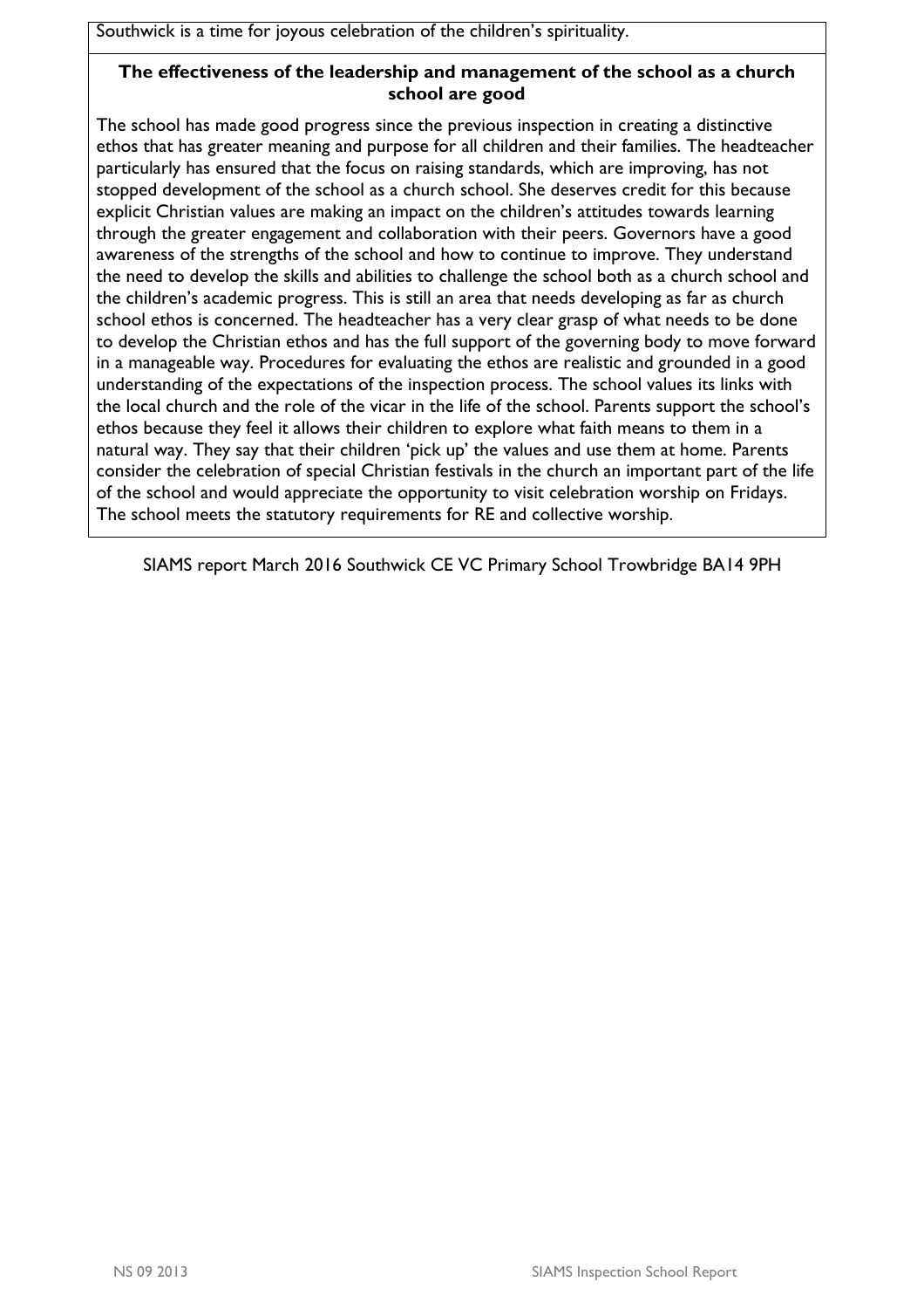Southwick is a time for joyous celebration of the children's spirituality.

**The effectiveness of the leadership and management of the school as a church school are good**

The school has made good progress since the previous inspection in creating a distinctive ethos that has greater meaning and purpose for all children and their families. The headteacher particularly has ensured that the focus on raising standards, which are improving, has not stopped development of the school as a church school. She deserves credit for this because explicit Christian values are making an impact on the children's attitudes towards learning through the greater engagement and collaboration with their peers. Governors have a good awareness of the strengths of the school and how to continue to improve. They understand the need to develop the skills and abilities to challenge the school both as a church school and the children's academic progress. This is still an area that needs developing as far as church school ethos is concerned. The headteacher has a very clear grasp of what needs to be done to develop the Christian ethos and has the full support of the governing body to move forward in a manageable way. Procedures for evaluating the ethos are realistic and grounded in a good understanding of the expectations of the inspection process. The school values its links with the local church and the role of the vicar in the life of the school. Parents support the school's ethos because they feel it allows their children to explore what faith means to them in a natural way. They say that their children 'pick up' the values and use them at home. Parents consider the celebration of special Christian festivals in the church an important part of the life of the school and would appreciate the opportunity to visit celebration worship on Fridays. The school meets the statutory requirements for RE and collective worship.

SIAMS report March 2016 Southwick CE VC Primary School Trowbridge BA14 9PH